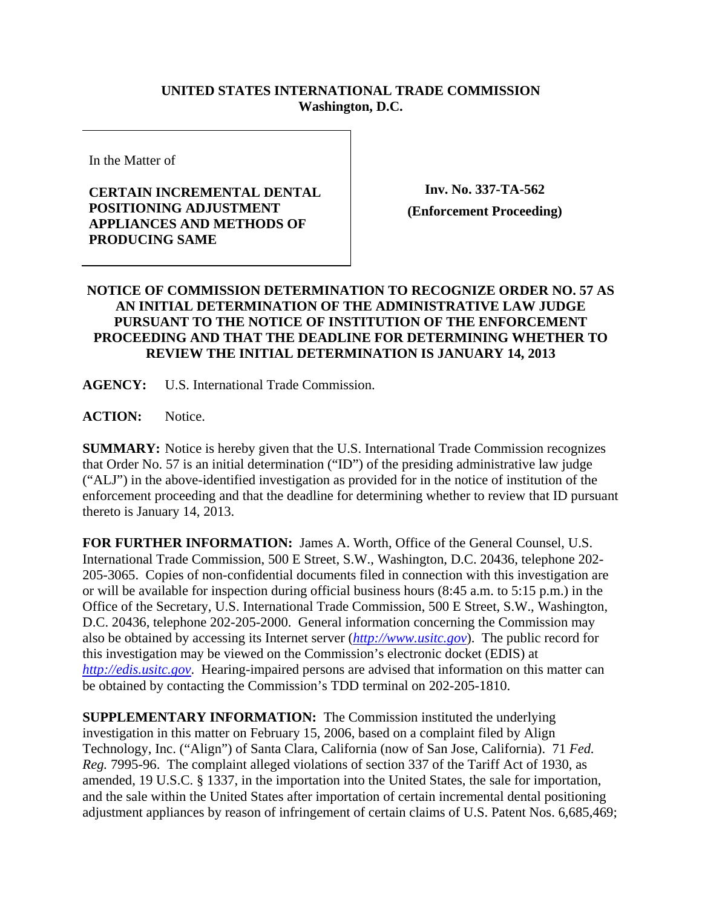**UNITED STATES INTERNATIONAL TRADE COMMISSION**
**Washington, D.C.**

| In the Matter of<br><br>**CERTAIN INCREMENTAL DENTAL POSITIONING ADJUSTMENT APPLIANCES AND METHODS OF PRODUCING SAME** | **Inv. No. 337-TA-562**<br>**(Enforcement Proceeding)** |
|---|---|

**NOTICE OF COMMISSION DETERMINATION TO RECOGNIZE ORDER NO. 57 AS AN INITIAL DETERMINATION OF THE ADMINISTRATIVE LAW JUDGE PURSUANT TO THE NOTICE OF INSTITUTION OF THE ENFORCEMENT PROCEEDING AND THAT THE DEADLINE FOR DETERMINING WHETHER TO REVIEW THE INITIAL DETERMINATION IS JANUARY 14, 2013**

**AGENCY:** U.S. International Trade Commission.

**ACTION:** Notice.

**SUMMARY:** Notice is hereby given that the U.S. International Trade Commission recognizes that Order No. 57 is an initial determination ("ID") of the presiding administrative law judge ("ALJ") in the above-identified investigation as provided for in the notice of institution of the enforcement proceeding and that the deadline for determining whether to review that ID pursuant thereto is January 14, 2013.

**FOR FURTHER INFORMATION:** James A. Worth, Office of the General Counsel, U.S. International Trade Commission, 500 E Street, S.W., Washington, D.C. 20436, telephone 202-205-3065. Copies of non-confidential documents filed in connection with this investigation are or will be available for inspection during official business hours (8:45 a.m. to 5:15 p.m.) in the Office of the Secretary, U.S. International Trade Commission, 500 E Street, S.W., Washington, D.C. 20436, telephone 202-205-2000. General information concerning the Commission may also be obtained by accessing its Internet server (*http://www.usitc.gov*). The public record for this investigation may be viewed on the Commission's electronic docket (EDIS) at *http://edis.usitc.gov*. Hearing-impaired persons are advised that information on this matter can be obtained by contacting the Commission's TDD terminal on 202-205-1810.

**SUPPLEMENTARY INFORMATION:** The Commission instituted the underlying investigation in this matter on February 15, 2006, based on a complaint filed by Align Technology, Inc. ("Align") of Santa Clara, California (now of San Jose, California). 71 *Fed. Reg.* 7995-96. The complaint alleged violations of section 337 of the Tariff Act of 1930, as amended, 19 U.S.C. § 1337, in the importation into the United States, the sale for importation, and the sale within the United States after importation of certain incremental dental positioning adjustment appliances by reason of infringement of certain claims of U.S. Patent Nos. 6,685,469;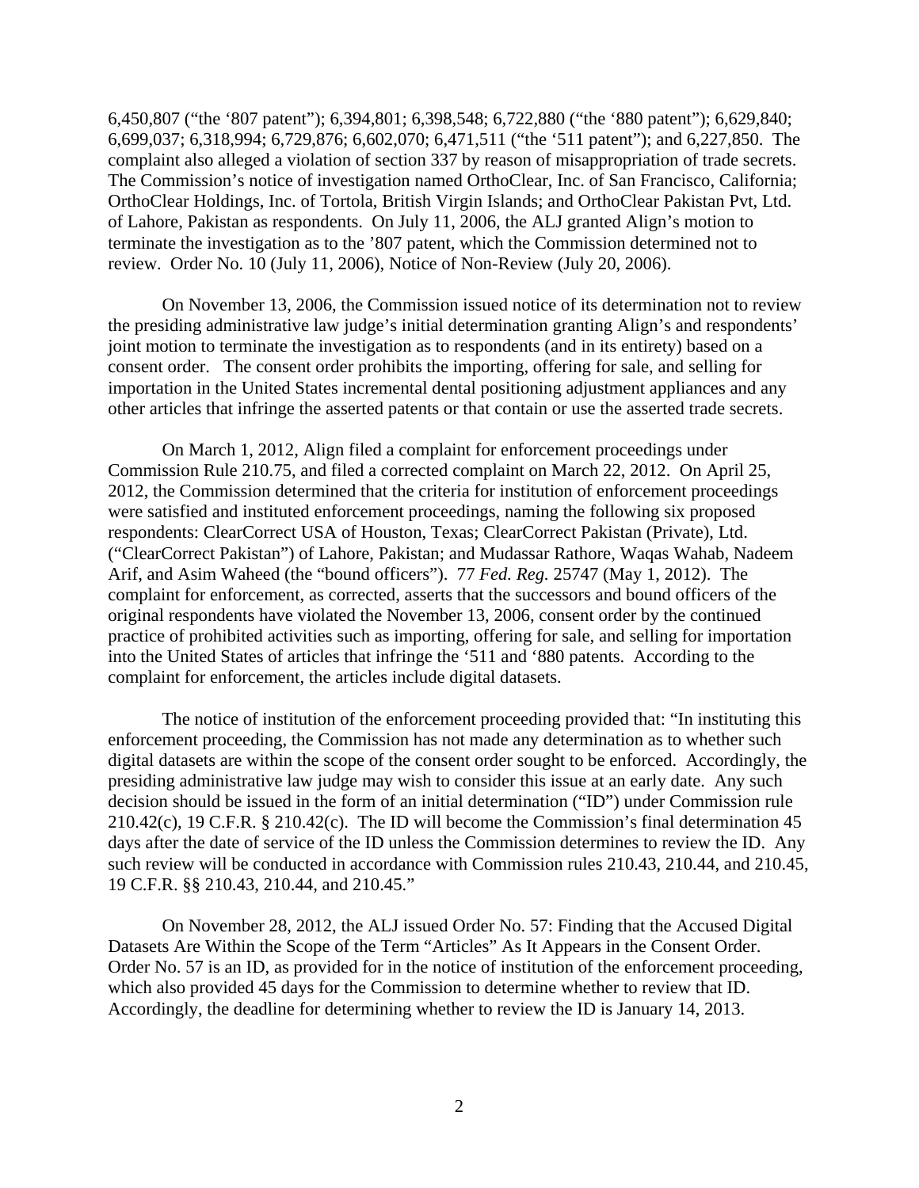6,450,807 ("the '807 patent"); 6,394,801; 6,398,548; 6,722,880 ("the '880 patent"); 6,629,840; 6,699,037; 6,318,994; 6,729,876; 6,602,070; 6,471,511 ("the '511 patent"); and 6,227,850. The complaint also alleged a violation of section 337 by reason of misappropriation of trade secrets. The Commission's notice of investigation named OrthoClear, Inc. of San Francisco, California; OrthoClear Holdings, Inc. of Tortola, British Virgin Islands; and OrthoClear Pakistan Pvt, Ltd. of Lahore, Pakistan as respondents. On July 11, 2006, the ALJ granted Align's motion to terminate the investigation as to the '807 patent, which the Commission determined not to review. Order No. 10 (July 11, 2006), Notice of Non-Review (July 20, 2006).

On November 13, 2006, the Commission issued notice of its determination not to review the presiding administrative law judge's initial determination granting Align's and respondents' joint motion to terminate the investigation as to respondents (and in its entirety) based on a consent order. The consent order prohibits the importing, offering for sale, and selling for importation in the United States incremental dental positioning adjustment appliances and any other articles that infringe the asserted patents or that contain or use the asserted trade secrets.

On March 1, 2012, Align filed a complaint for enforcement proceedings under Commission Rule 210.75, and filed a corrected complaint on March 22, 2012. On April 25, 2012, the Commission determined that the criteria for institution of enforcement proceedings were satisfied and instituted enforcement proceedings, naming the following six proposed respondents: ClearCorrect USA of Houston, Texas; ClearCorrect Pakistan (Private), Ltd. ("ClearCorrect Pakistan") of Lahore, Pakistan; and Mudassar Rathore, Waqas Wahab, Nadeem Arif, and Asim Waheed (the "bound officers"). 77 *Fed. Reg.* 25747 (May 1, 2012). The complaint for enforcement, as corrected, asserts that the successors and bound officers of the original respondents have violated the November 13, 2006, consent order by the continued practice of prohibited activities such as importing, offering for sale, and selling for importation into the United States of articles that infringe the '511 and '880 patents. According to the complaint for enforcement, the articles include digital datasets.

The notice of institution of the enforcement proceeding provided that: "In instituting this enforcement proceeding, the Commission has not made any determination as to whether such digital datasets are within the scope of the consent order sought to be enforced. Accordingly, the presiding administrative law judge may wish to consider this issue at an early date. Any such decision should be issued in the form of an initial determination ("ID") under Commission rule 210.42(c), 19 C.F.R. § 210.42(c). The ID will become the Commission's final determination 45 days after the date of service of the ID unless the Commission determines to review the ID. Any such review will be conducted in accordance with Commission rules 210.43, 210.44, and 210.45, 19 C.F.R. §§ 210.43, 210.44, and 210.45."

On November 28, 2012, the ALJ issued Order No. 57: Finding that the Accused Digital Datasets Are Within the Scope of the Term "Articles" As It Appears in the Consent Order. Order No. 57 is an ID, as provided for in the notice of institution of the enforcement proceeding, which also provided 45 days for the Commission to determine whether to review that ID. Accordingly, the deadline for determining whether to review the ID is January 14, 2013.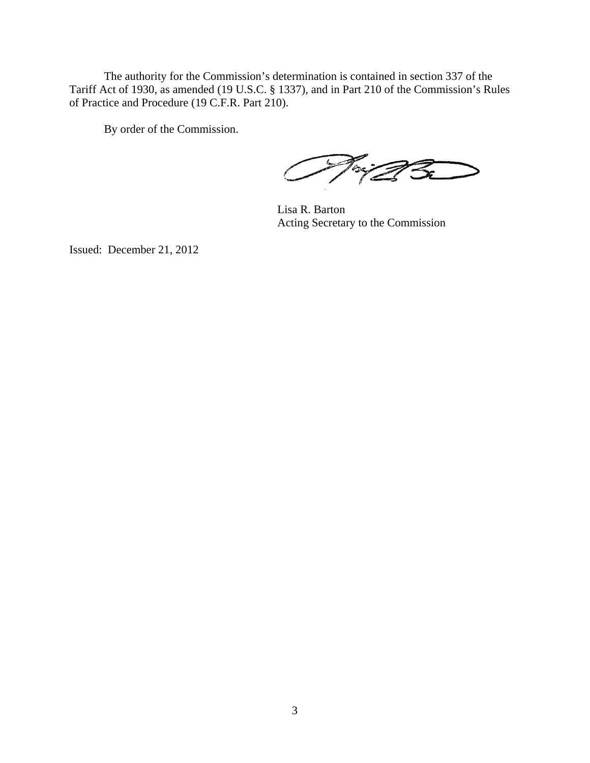The authority for the Commission's determination is contained in section 337 of the Tariff Act of 1930, as amended (19 U.S.C. § 1337), and in Part 210 of the Commission's Rules of Practice and Procedure (19 C.F.R. Part 210).

By order of the Commission.

Lisa R. Barton
Acting Secretary to the Commission

Issued: December 21, 2012